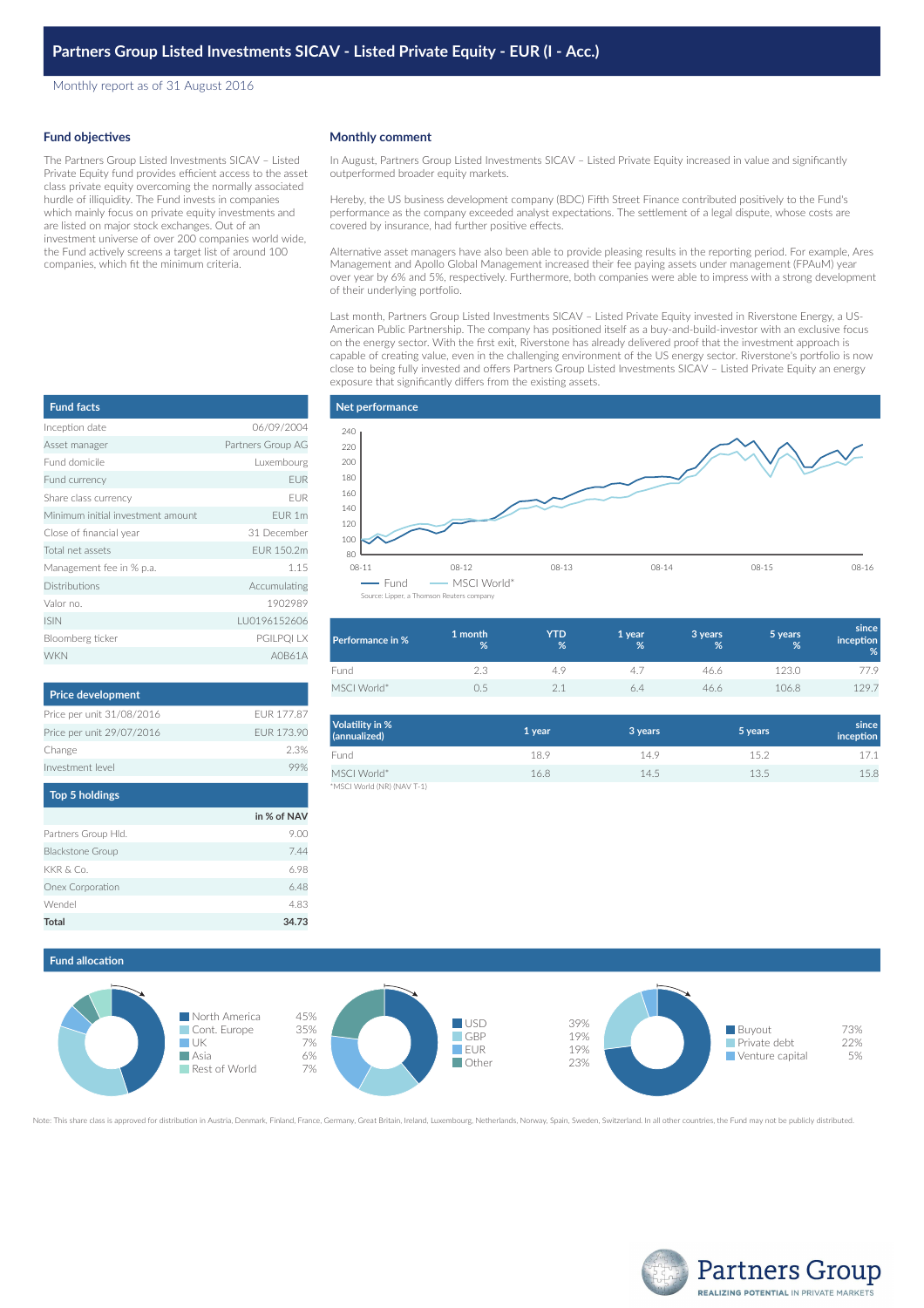# Partners Group Listed Investments SICAV - Listed Private Equity - EUR (I - Acc.)

Monthly report as of 31 August 2016

## Fund objectives

The Partners Group Listed Investments SICAV – Listed Private Equity fund provides efficient access to the asset class private equity overcoming the normally associated hurdle of illiquidity. The Fund invests in companies which mainly focus on private equity investments and are listed on major stock exchanges. Out of an investment universe of over 200 companies world wide, the Fund actively screens a target list of around 100 companies, which fit the minimum criteria.

## Monthly comment

In August, Partners Group Listed Investments SICAV – Listed Private Equity increased in value and significantly outperformed broader equity markets.

Hereby, the US business development company (BDC) Fifth Street Finance contributed positively to the Fund's performance as the company exceeded analyst expectations. The settlement of a legal dispute, whose costs are covered by insurance, had further positive effects.

Alternative asset managers have also been able to provide pleasing results in the reporting period. For example, Ares Management and Apollo Global Management increased their fee paying assets under management (FPAuM) year over year by 6% and 5%, respectively. Furthermore, both companies were able to impress with a strong development of their underlying portfolio.

Last month, Partners Group Listed Investments SICAV – Listed Private Equity invested in Riverstone Energy, a US-American Public Partnership. The company has positioned itself as a buy-and-build-investor with an exclusive focus on the energy sector. With the first exit, Riverstone has already delivered proof that the investment approach is capable of creating value, even in the challenging environment of the US energy sector. Riverstone's portfolio is now close to being fully invested and offers Partners Group Listed Investments SICAV – Listed Private Equity an energy exposure that significantly differs from the existing assets.

## Fund facts

| | |
|---|---|
| Inception date | 06/09/2004 |
| Asset manager | Partners Group AG |
| Fund domicile | Luxembourg |
| Fund currency | EUR |
| Share class currency | EUR |
| Minimum initial investment amount | EUR 1m |
| Close of financial year | 31 December |
| Total net assets | EUR 150.2m |
| Management fee in % p.a. | 1.15 |
| Distributions | Accumulating |
| Valor no. | 1902989 |
| ISIN | LU0196152606 |
| Bloomberg ticker | PGILPQI LX |
| WKN | A0B61A |

## Net performance

Fund — MSCI World*

Source: Lipper, a Thomson Reuters company

| Performance in % | 1 month % | YTD % | 1 year % | 3 years % | 5 years % | since inception % |
|---|---|---|---|---|---|---|
| Fund | 2.3 | 4.9 | 4.7 | 46.6 | 123.0 | 77.9 |
| MSCI World* | 0.5 | 2.1 | 6.4 | 46.6 | 106.8 | 129.7 |

| Volatility in % (annualized) | 1 year | 3 years | 5 years | since inception |
|---|---|---|---|---|
| Fund | 18.9 | 14.9 | 15.2 | 17.1 |
| MSCI World* | 16.8 | 14.5 | 13.5 | 15.8 |

*MSCI World (NR) (NAV T-1)

## Price development

| | |
|---|---|
| Price per unit 31/08/2016 | EUR 177.87 |
| Price per unit 29/07/2016 | EUR 173.90 |
| Change | 2.3% |
| Investment level | 99% |

## Top 5 holdings

| | in % of NAV |
|---|---|
| Partners Group Hld. | 9.00 |
| Blackstone Group | 7.44 |
| KKR & Co. | 6.98 |
| Onex Corporation | 6.48 |
| Wendel | 4.83 |
| **Total** | **34.73** |

## Fund allocation

| Region | |
|---|---|
| North America | 45% |
| Cont. Europe | 35% |
| UK | 7% |
| Asia | 6% |
| Rest of World | 7% |

| Currency | |
|---|---|
| USD | 39% |
| GBP | 19% |
| EUR | 19% |
| Other | 23% |

| Strategy | |
|---|---|
| Buyout | 73% |
| Private debt | 22% |
| Venture capital | 5% |

Note: This share class is approved for distribution in Austria, Denmark, Finland, France, Germany, Great Britain, Ireland, Luxembourg, Netherlands, Norway, Spain, Sweden, Switzerland. In all other countries, the Fund may not be publicly distributed.

Partners Group
REALIZING POTENTIAL IN PRIVATE MARKETS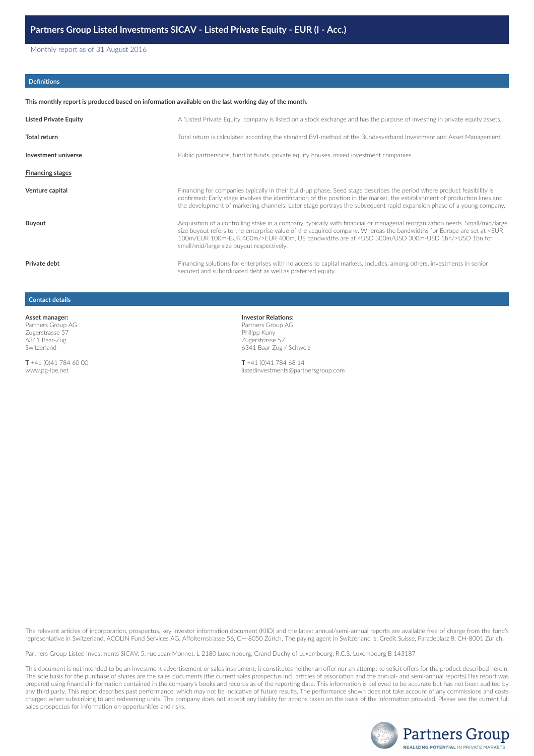# Partners Group Listed Investments SICAV - Listed Private Equity - EUR (I - Acc.)

Monthly report as of 31 August 2016

## Definitions

**This monthly report is produced based on information available on the last working day of the month.**

| | |
|---|---|
| **Listed Private Equity** | A 'Listed Private Equity' company is listed on a stock exchange and has the purpose of investing in private equity assets. |
| **Total return** | Total return is calculated according the standard BVI-method of the Bundesverband Investment and Asset Management. |
| **Investment universe** | Public partnerships, fund of funds, private equity houses, mixed investment companies |
| **Financing stages** | |
| **Venture capital** | Financing for companies typically in their build-up phase. Seed stage describes the period where product feasibility is confirmed; Early stage involves the identification of the position in the market, the establishment of production lines and the development of marketing channels; Later stage portrays the subsequent rapid expansion phase of a young company. |
| **Buyout** | Acquisition of a controlling stake in a company, typically with financial or managerial reorganization needs. Small/mid/large size buyout refers to the enterprise value of the acquired company. Whereas the bandwidths for Europe are set at <EUR 100m/EUR 100m-EUR 400m/>EUR 400m, US bandwidths are at <USD 300m/USD 300m-USD 1bn/>USD 1bn for small/mid/large size buyout respectively. |
| **Private debt** | Financing solutions for enterprises with no access to capital markets. Includes, among others, investments in senior secured and subordinated debt as well as preferred equity. |

## Contact details

**Asset manager:**
Partners Group AG
Zugerstrasse 57
6341 Baar-Zug
Switzerland

**T** +41 (0)41 784 60 00
www.pg-lpe.net

**Investor Relations:**
Partners Group AG
Philipp Kuny
Zugerstrasse 57
6341 Baar-Zug / Schweiz

**T** +41 (0)41 784 68 14
listedinvestments@partnersgroup.com

The relevant articles of incorporation, prospectus, key investor information document (KIID) and the latest annual/semi-annual reports are available free of charge from the fund's representative in Switzerland, ACOLIN Fund Services AG, Affolternstrasse 56, CH-8050 Zürich. The paying agent in Switzerland is: Credit Suisse, Paradeplatz 8, CH-8001 Zürich.

Partners Group Listed Investments SICAV, 5, rue Jean Monnet, L-2180 Luxembourg, Grand Duchy of Luxembourg, R.C.S. Luxembourg B 143187

This document is not intended to be an investment advertisement or sales instrument; it constitutes neither an offer nor an attempt to solicit offers for the product described herein. The sole basis for the purchase of shares are the sales documents (the current sales prospectus incl. articles of association and the annual- and semi-annual reports).This report was prepared using financial information contained in the company's books and records as of the reporting date. This information is believed to be accurate but has not been audited by any third party. This report describes past performance, which may not be indicative of future results. The performance shown does not take account of any commissions and costs charged when subscribing to and redeeming units. The company does not accept any liability for actions taken on the basis of the information provided. Please see the current full sales prospectus for information on opportunities and risks.

Partners Group
REALIZING POTENTIAL IN PRIVATE MARKETS